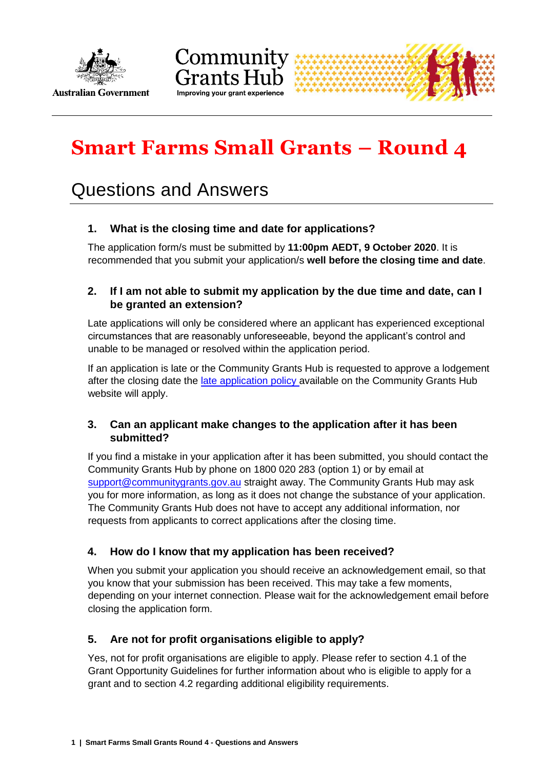Australian Government

Community Grants Hub
Improving your grant experience

# Smart Farms Small Grants – Round 4

## Questions and Answers

### 1. What is the closing time and date for applications?

The application form/s must be submitted by **11:00pm AEDT, 9 October 2020**. It is recommended that you submit your application/s **well before the closing time and date**.

### 2. If I am not able to submit my application by the due time and date, can I be granted an extension?

Late applications will only be considered where an applicant has experienced exceptional circumstances that are reasonably unforeseeable, beyond the applicant's control and unable to be managed or resolved within the application period.

If an application is late or the Community Grants Hub is requested to approve a lodgement after the closing date the late application policy available on the Community Grants Hub website will apply.

### 3. Can an applicant make changes to the application after it has been submitted?

If you find a mistake in your application after it has been submitted, you should contact the Community Grants Hub by phone on 1800 020 283 (option 1) or by email at support@communitygrants.gov.au straight away. The Community Grants Hub may ask you for more information, as long as it does not change the substance of your application. The Community Grants Hub does not have to accept any additional information, nor requests from applicants to correct applications after the closing time.

### 4. How do I know that my application has been received?

When you submit your application you should receive an acknowledgement email, so that you know that your submission has been received. This may take a few moments, depending on your internet connection. Please wait for the acknowledgement email before closing the application form.

### 5. Are not for profit organisations eligible to apply?

Yes, not for profit organisations are eligible to apply. Please refer to section 4.1 of the Grant Opportunity Guidelines for further information about who is eligible to apply for a grant and to section 4.2 regarding additional eligibility requirements.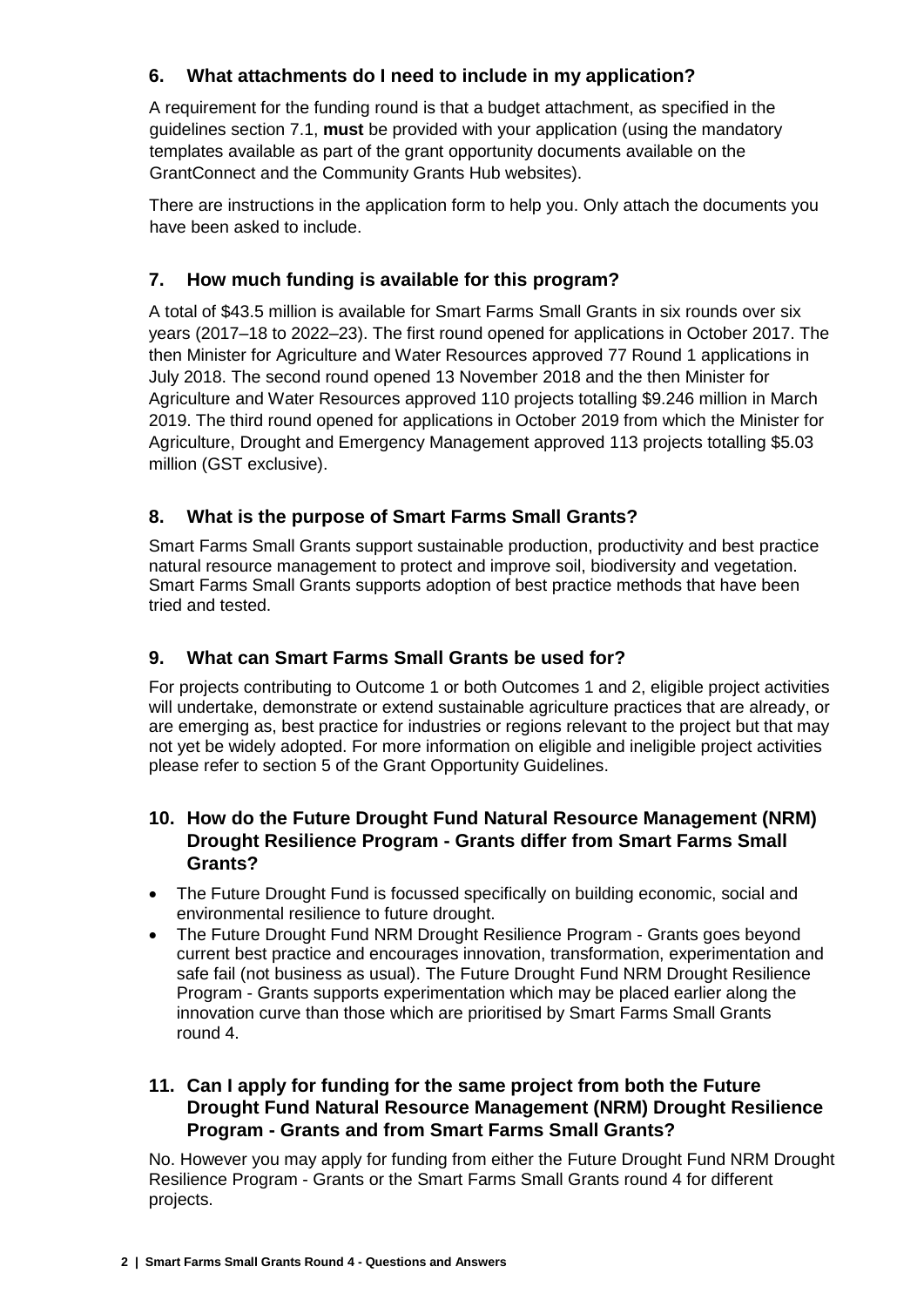### 6. What attachments do I need to include in my application?

A requirement for the funding round is that a budget attachment, as specified in the guidelines section 7.1, **must** be provided with your application (using the mandatory templates available as part of the grant opportunity documents available on the GrantConnect and the Community Grants Hub websites).

There are instructions in the application form to help you. Only attach the documents you have been asked to include.

### 7. How much funding is available for this program?

A total of $43.5 million is available for Smart Farms Small Grants in six rounds over six years (2017–18 to 2022–23). The first round opened for applications in October 2017. The then Minister for Agriculture and Water Resources approved 77 Round 1 applications in July 2018. The second round opened 13 November 2018 and the then Minister for Agriculture and Water Resources approved 110 projects totalling $9.246 million in March 2019. The third round opened for applications in October 2019 from which the Minister for Agriculture, Drought and Emergency Management approved 113 projects totalling $5.03 million (GST exclusive).

### 8. What is the purpose of Smart Farms Small Grants?

Smart Farms Small Grants support sustainable production, productivity and best practice natural resource management to protect and improve soil, biodiversity and vegetation. Smart Farms Small Grants supports adoption of best practice methods that have been tried and tested.

### 9. What can Smart Farms Small Grants be used for?

For projects contributing to Outcome 1 or both Outcomes 1 and 2, eligible project activities will undertake, demonstrate or extend sustainable agriculture practices that are already, or are emerging as, best practice for industries or regions relevant to the project but that may not yet be widely adopted. For more information on eligible and ineligible project activities please refer to section 5 of the Grant Opportunity Guidelines.

### 10. How do the Future Drought Fund Natural Resource Management (NRM) Drought Resilience Program - Grants differ from Smart Farms Small Grants?

- The Future Drought Fund is focussed specifically on building economic, social and environmental resilience to future drought.
- The Future Drought Fund NRM Drought Resilience Program - Grants goes beyond current best practice and encourages innovation, transformation, experimentation and safe fail (not business as usual). The Future Drought Fund NRM Drought Resilience Program - Grants supports experimentation which may be placed earlier along the innovation curve than those which are prioritised by Smart Farms Small Grants round 4.

### 11. Can I apply for funding for the same project from both the Future Drought Fund Natural Resource Management (NRM) Drought Resilience Program - Grants and from Smart Farms Small Grants?

No. However you may apply for funding from either the Future Drought Fund NRM Drought Resilience Program - Grants or the Smart Farms Small Grants round 4 for different projects.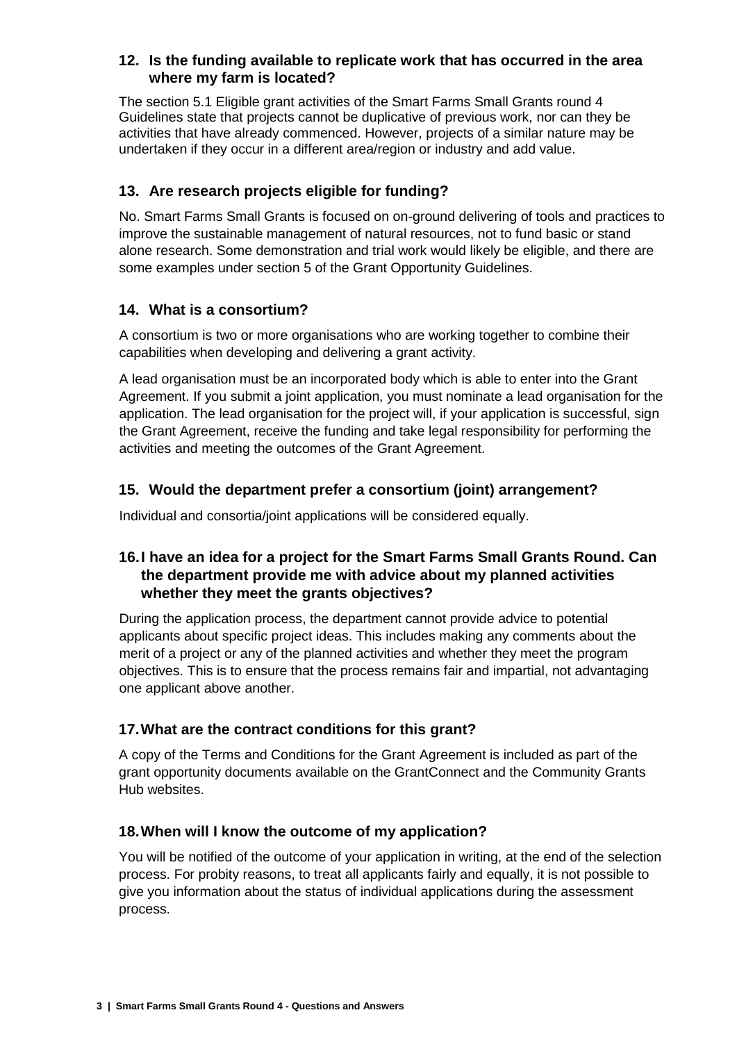### 12. Is the funding available to replicate work that has occurred in the area where my farm is located?

The section 5.1 Eligible grant activities of the Smart Farms Small Grants round 4 Guidelines state that projects cannot be duplicative of previous work, nor can they be activities that have already commenced. However, projects of a similar nature may be undertaken if they occur in a different area/region or industry and add value.

### 13. Are research projects eligible for funding?

No. Smart Farms Small Grants is focused on on-ground delivering of tools and practices to improve the sustainable management of natural resources, not to fund basic or stand alone research. Some demonstration and trial work would likely be eligible, and there are some examples under section 5 of the Grant Opportunity Guidelines.

### 14. What is a consortium?

A consortium is two or more organisations who are working together to combine their capabilities when developing and delivering a grant activity.

A lead organisation must be an incorporated body which is able to enter into the Grant Agreement. If you submit a joint application, you must nominate a lead organisation for the application. The lead organisation for the project will, if your application is successful, sign the Grant Agreement, receive the funding and take legal responsibility for performing the activities and meeting the outcomes of the Grant Agreement.

### 15. Would the department prefer a consortium (joint) arrangement?

Individual and consortia/joint applications will be considered equally.

### 16. I have an idea for a project for the Smart Farms Small Grants Round. Can the department provide me with advice about my planned activities whether they meet the grants objectives?

During the application process, the department cannot provide advice to potential applicants about specific project ideas. This includes making any comments about the merit of a project or any of the planned activities and whether they meet the program objectives. This is to ensure that the process remains fair and impartial, not advantaging one applicant above another.

### 17. What are the contract conditions for this grant?

A copy of the Terms and Conditions for the Grant Agreement is included as part of the grant opportunity documents available on the GrantConnect and the Community Grants Hub websites.

### 18. When will I know the outcome of my application?

You will be notified of the outcome of your application in writing, at the end of the selection process. For probity reasons, to treat all applicants fairly and equally, it is not possible to give you information about the status of individual applications during the assessment process.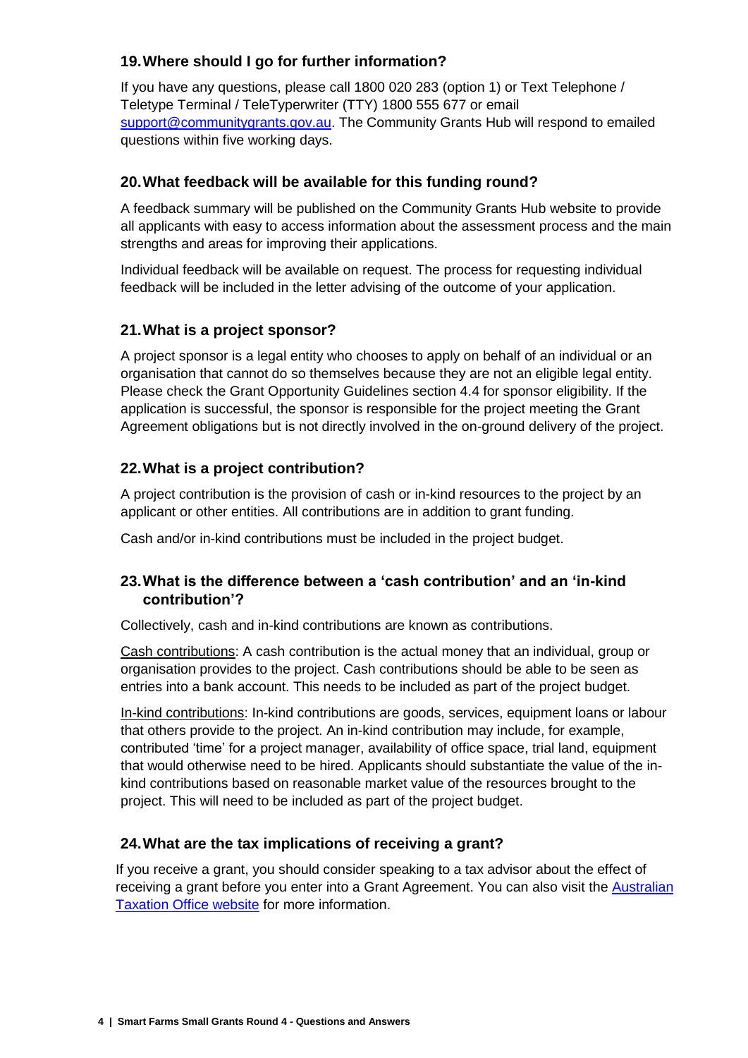## 19. Where should I go for further information?

If you have any questions, please call 1800 020 283 (option 1) or Text Telephone / Teletype Terminal / TeleTyperwriter (TTY) 1800 555 677 or email [support@communitygrants.gov.au](mailto:support@communitygrants.gov.au). The Community Grants Hub will respond to emailed questions within five working days.

## 20. What feedback will be available for this funding round?

A feedback summary will be published on the Community Grants Hub website to provide all applicants with easy to access information about the assessment process and the main strengths and areas for improving their applications.

Individual feedback will be available on request. The process for requesting individual feedback will be included in the letter advising of the outcome of your application.

## 21. What is a project sponsor?

A project sponsor is a legal entity who chooses to apply on behalf of an individual or an organisation that cannot do so themselves because they are not an eligible legal entity. Please check the Grant Opportunity Guidelines section 4.4 for sponsor eligibility. If the application is successful, the sponsor is responsible for the project meeting the Grant Agreement obligations but is not directly involved in the on-ground delivery of the project.

## 22. What is a project contribution?

A project contribution is the provision of cash or in-kind resources to the project by an applicant or other entities. All contributions are in addition to grant funding.

Cash and/or in-kind contributions must be included in the project budget.

## 23. What is the difference between a 'cash contribution' and an 'in-kind contribution'?

Collectively, cash and in-kind contributions are known as contributions.

Cash contributions: A cash contribution is the actual money that an individual, group or organisation provides to the project. Cash contributions should be able to be seen as entries into a bank account. This needs to be included as part of the project budget.

In-kind contributions: In-kind contributions are goods, services, equipment loans or labour that others provide to the project. An in-kind contribution may include, for example, contributed 'time' for a project manager, availability of office space, trial land, equipment that would otherwise need to be hired. Applicants should substantiate the value of the in-kind contributions based on reasonable market value of the resources brought to the project. This will need to be included as part of the project budget.

## 24. What are the tax implications of receiving a grant?

If you receive a grant, you should consider speaking to a tax advisor about the effect of receiving a grant before you enter into a Grant Agreement. You can also visit the Australian Taxation Office website for more information.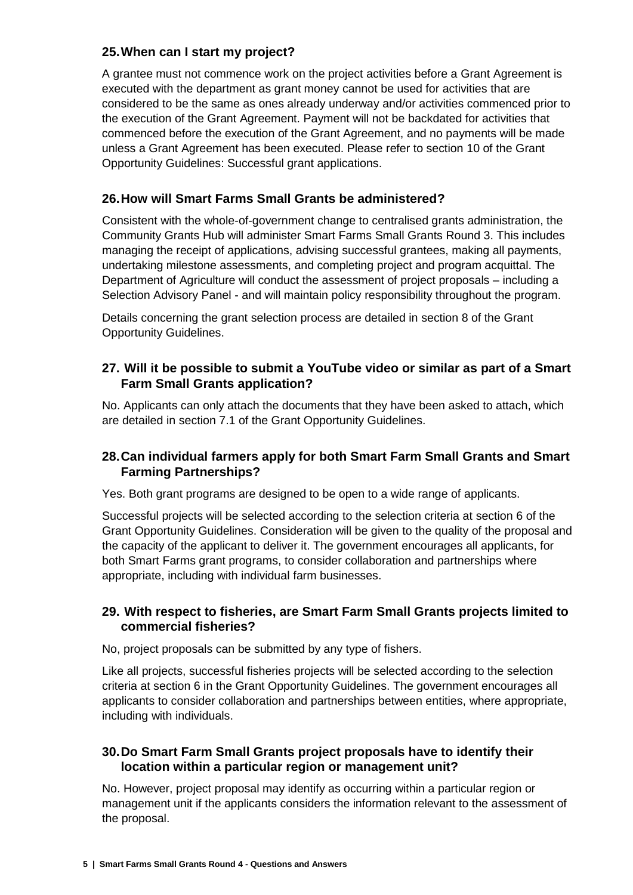### 25. When can I start my project?

A grantee must not commence work on the project activities before a Grant Agreement is executed with the department as grant money cannot be used for activities that are considered to be the same as ones already underway and/or activities commenced prior to the execution of the Grant Agreement. Payment will not be backdated for activities that commenced before the execution of the Grant Agreement, and no payments will be made unless a Grant Agreement has been executed. Please refer to section 10 of the Grant Opportunity Guidelines: Successful grant applications.

### 26. How will Smart Farms Small Grants be administered?

Consistent with the whole-of-government change to centralised grants administration, the Community Grants Hub will administer Smart Farms Small Grants Round 3. This includes managing the receipt of applications, advising successful grantees, making all payments, undertaking milestone assessments, and completing project and program acquittal. The Department of Agriculture will conduct the assessment of project proposals – including a Selection Advisory Panel - and will maintain policy responsibility throughout the program.

Details concerning the grant selection process are detailed in section 8 of the Grant Opportunity Guidelines.

### 27. Will it be possible to submit a YouTube video or similar as part of a Smart Farm Small Grants application?

No. Applicants can only attach the documents that they have been asked to attach, which are detailed in section 7.1 of the Grant Opportunity Guidelines.

### 28. Can individual farmers apply for both Smart Farm Small Grants and Smart Farming Partnerships?

Yes. Both grant programs are designed to be open to a wide range of applicants.

Successful projects will be selected according to the selection criteria at section 6 of the Grant Opportunity Guidelines. Consideration will be given to the quality of the proposal and the capacity of the applicant to deliver it. The government encourages all applicants, for both Smart Farms grant programs, to consider collaboration and partnerships where appropriate, including with individual farm businesses.

### 29. With respect to fisheries, are Smart Farm Small Grants projects limited to commercial fisheries?

No, project proposals can be submitted by any type of fishers.

Like all projects, successful fisheries projects will be selected according to the selection criteria at section 6 in the Grant Opportunity Guidelines. The government encourages all applicants to consider collaboration and partnerships between entities, where appropriate, including with individuals.

### 30. Do Smart Farm Small Grants project proposals have to identify their location within a particular region or management unit?

No. However, project proposal may identify as occurring within a particular region or management unit if the applicants considers the information relevant to the assessment of the proposal.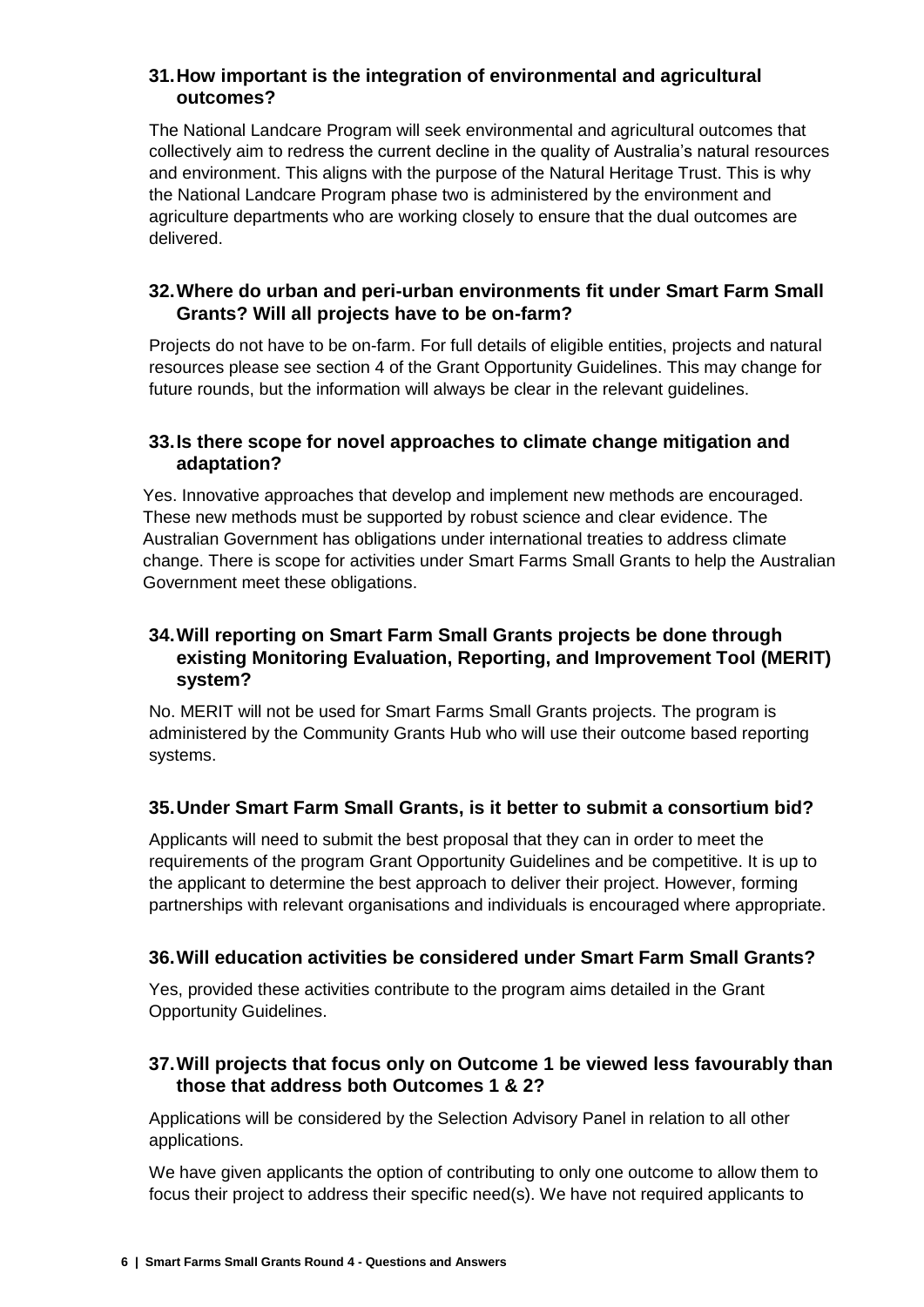### 31. How important is the integration of environmental and agricultural outcomes?

The National Landcare Program will seek environmental and agricultural outcomes that collectively aim to redress the current decline in the quality of Australia's natural resources and environment. This aligns with the purpose of the Natural Heritage Trust. This is why the National Landcare Program phase two is administered by the environment and agriculture departments who are working closely to ensure that the dual outcomes are delivered.

### 32. Where do urban and peri-urban environments fit under Smart Farm Small Grants? Will all projects have to be on-farm?

Projects do not have to be on-farm. For full details of eligible entities, projects and natural resources please see section 4 of the Grant Opportunity Guidelines. This may change for future rounds, but the information will always be clear in the relevant guidelines.

### 33. Is there scope for novel approaches to climate change mitigation and adaptation?

Yes. Innovative approaches that develop and implement new methods are encouraged. These new methods must be supported by robust science and clear evidence. The Australian Government has obligations under international treaties to address climate change. There is scope for activities under Smart Farms Small Grants to help the Australian Government meet these obligations.

### 34. Will reporting on Smart Farm Small Grants projects be done through existing Monitoring Evaluation, Reporting, and Improvement Tool (MERIT) system?

No. MERIT will not be used for Smart Farms Small Grants projects. The program is administered by the Community Grants Hub who will use their outcome based reporting systems.

### 35. Under Smart Farm Small Grants, is it better to submit a consortium bid?

Applicants will need to submit the best proposal that they can in order to meet the requirements of the program Grant Opportunity Guidelines and be competitive. It is up to the applicant to determine the best approach to deliver their project. However, forming partnerships with relevant organisations and individuals is encouraged where appropriate.

### 36. Will education activities be considered under Smart Farm Small Grants?

Yes, provided these activities contribute to the program aims detailed in the Grant Opportunity Guidelines.

### 37. Will projects that focus only on Outcome 1 be viewed less favourably than those that address both Outcomes 1 & 2?

Applications will be considered by the Selection Advisory Panel in relation to all other applications.

We have given applicants the option of contributing to only one outcome to allow them to focus their project to address their specific need(s). We have not required applicants to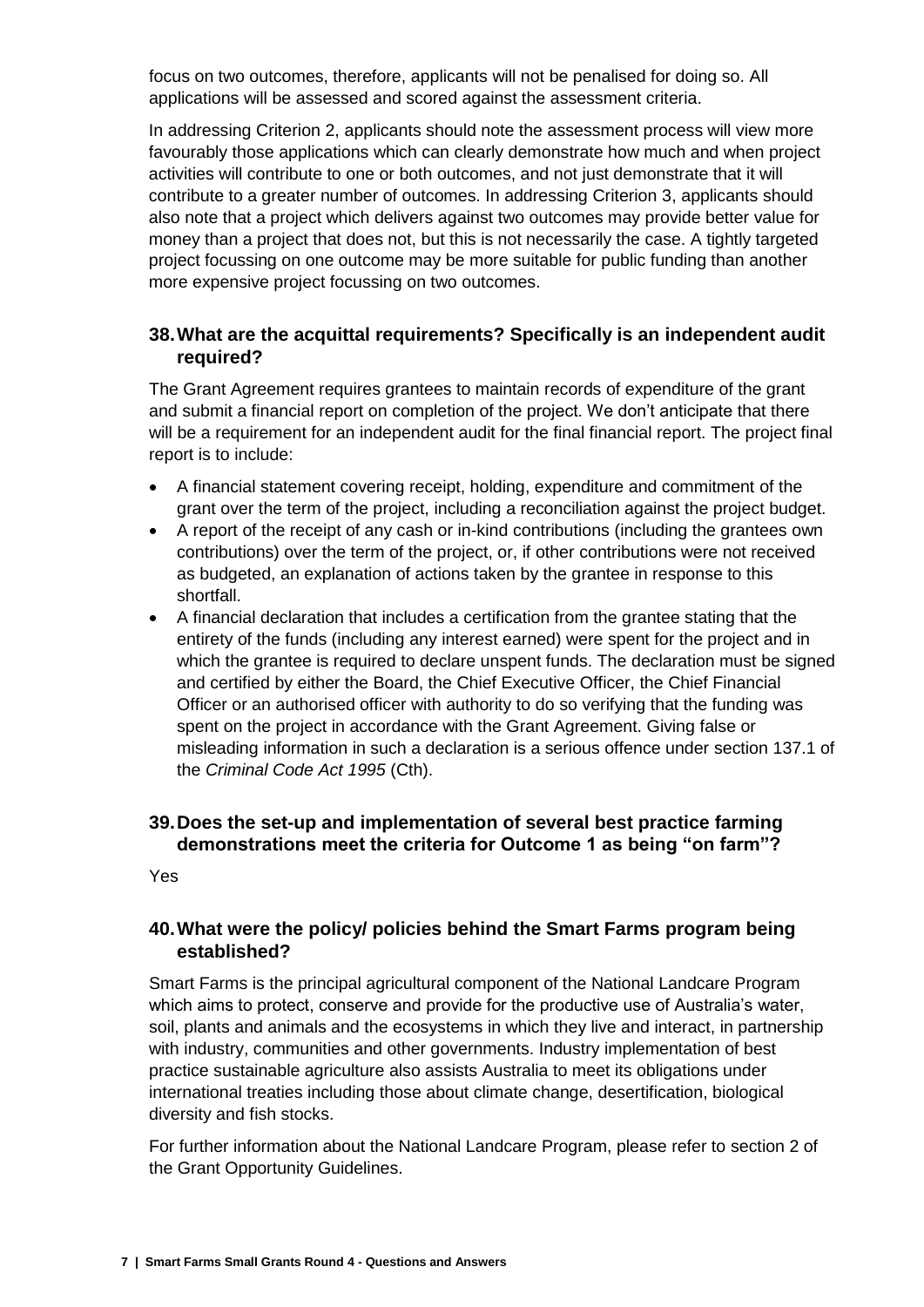focus on two outcomes, therefore, applicants will not be penalised for doing so. All applications will be assessed and scored against the assessment criteria.

In addressing Criterion 2, applicants should note the assessment process will view more favourably those applications which can clearly demonstrate how much and when project activities will contribute to one or both outcomes, and not just demonstrate that it will contribute to a greater number of outcomes. In addressing Criterion 3, applicants should also note that a project which delivers against two outcomes may provide better value for money than a project that does not, but this is not necessarily the case. A tightly targeted project focussing on one outcome may be more suitable for public funding than another more expensive project focussing on two outcomes.

### 38. What are the acquittal requirements? Specifically is an independent audit required?

The Grant Agreement requires grantees to maintain records of expenditure of the grant and submit a financial report on completion of the project. We don't anticipate that there will be a requirement for an independent audit for the final financial report. The project final report is to include:

- A financial statement covering receipt, holding, expenditure and commitment of the grant over the term of the project, including a reconciliation against the project budget.
- A report of the receipt of any cash or in-kind contributions (including the grantees own contributions) over the term of the project, or, if other contributions were not received as budgeted, an explanation of actions taken by the grantee in response to this shortfall.
- A financial declaration that includes a certification from the grantee stating that the entirety of the funds (including any interest earned) were spent for the project and in which the grantee is required to declare unspent funds. The declaration must be signed and certified by either the Board, the Chief Executive Officer, the Chief Financial Officer or an authorised officer with authority to do so verifying that the funding was spent on the project in accordance with the Grant Agreement. Giving false or misleading information in such a declaration is a serious offence under section 137.1 of the *Criminal Code Act 1995* (Cth).

### 39. Does the set-up and implementation of several best practice farming demonstrations meet the criteria for Outcome 1 as being "on farm"?

Yes

### 40. What were the policy/ policies behind the Smart Farms program being established?

Smart Farms is the principal agricultural component of the National Landcare Program which aims to protect, conserve and provide for the productive use of Australia's water, soil, plants and animals and the ecosystems in which they live and interact, in partnership with industry, communities and other governments. Industry implementation of best practice sustainable agriculture also assists Australia to meet its obligations under international treaties including those about climate change, desertification, biological diversity and fish stocks.

For further information about the National Landcare Program, please refer to section 2 of the Grant Opportunity Guidelines.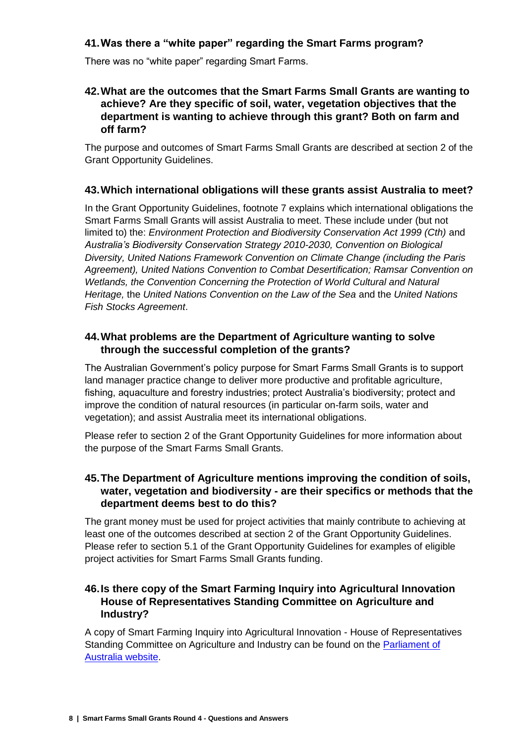### 41. Was there a "white paper" regarding the Smart Farms program?

There was no "white paper" regarding Smart Farms.

### 42. What are the outcomes that the Smart Farms Small Grants are wanting to achieve? Are they specific of soil, water, vegetation objectives that the department is wanting to achieve through this grant? Both on farm and off farm?

The purpose and outcomes of Smart Farms Small Grants are described at section 2 of the Grant Opportunity Guidelines.

### 43. Which international obligations will these grants assist Australia to meet?

In the Grant Opportunity Guidelines, footnote 7 explains which international obligations the Smart Farms Small Grants will assist Australia to meet. These include under (but not limited to) the: *Environment Protection and Biodiversity Conservation Act 1999 (Cth)* and *Australia's Biodiversity Conservation Strategy 2010-2030, Convention on Biological Diversity, United Nations Framework Convention on Climate Change (including the Paris Agreement), United Nations Convention to Combat Desertification; Ramsar Convention on Wetlands, the Convention Concerning the Protection of World Cultural and Natural Heritage,* the *United Nations Convention on the Law of the Sea* and the *United Nations Fish Stocks Agreement*.

### 44. What problems are the Department of Agriculture wanting to solve through the successful completion of the grants?

The Australian Government's policy purpose for Smart Farms Small Grants is to support land manager practice change to deliver more productive and profitable agriculture, fishing, aquaculture and forestry industries; protect Australia's biodiversity; protect and improve the condition of natural resources (in particular on-farm soils, water and vegetation); and assist Australia meet its international obligations.

Please refer to section 2 of the Grant Opportunity Guidelines for more information about the purpose of the Smart Farms Small Grants.

### 45. The Department of Agriculture mentions improving the condition of soils, water, vegetation and biodiversity - are their specifics or methods that the department deems best to do this?

The grant money must be used for project activities that mainly contribute to achieving at least one of the outcomes described at section 2 of the Grant Opportunity Guidelines. Please refer to section 5.1 of the Grant Opportunity Guidelines for examples of eligible project activities for Smart Farms Small Grants funding.

### 46. Is there copy of the Smart Farming Inquiry into Agricultural Innovation House of Representatives Standing Committee on Agriculture and Industry?

A copy of Smart Farming Inquiry into Agricultural Innovation - House of Representatives Standing Committee on Agriculture and Industry can be found on the Parliament of Australia website.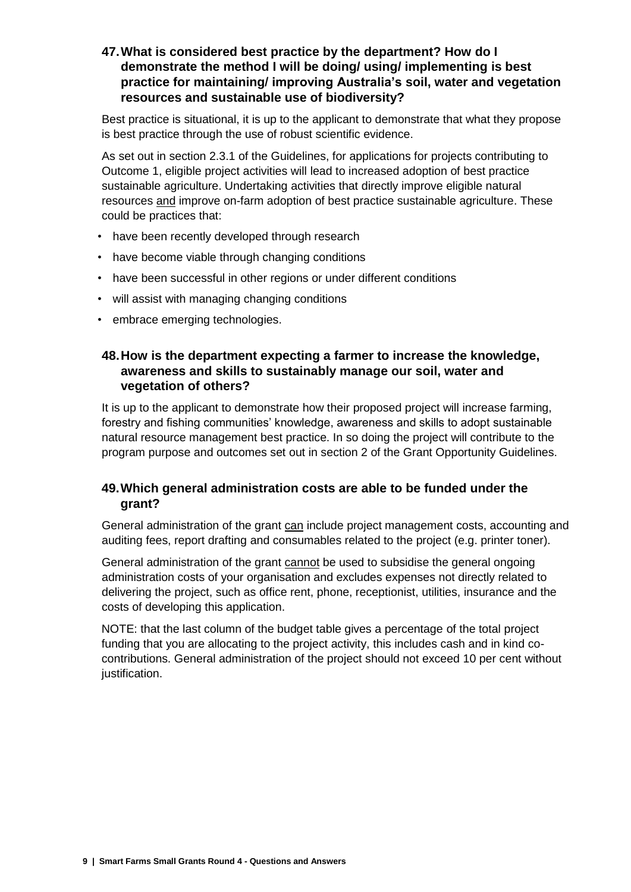### 47. What is considered best practice by the department? How do I demonstrate the method I will be doing/ using/ implementing is best practice for maintaining/ improving Australia's soil, water and vegetation resources and sustainable use of biodiversity?

Best practice is situational, it is up to the applicant to demonstrate that what they propose is best practice through the use of robust scientific evidence.

As set out in section 2.3.1 of the Guidelines, for applications for projects contributing to Outcome 1, eligible project activities will lead to increased adoption of best practice sustainable agriculture. Undertaking activities that directly improve eligible natural resources <u>and</u> improve on-farm adoption of best practice sustainable agriculture. These could be practices that:

- have been recently developed through research
- have become viable through changing conditions
- have been successful in other regions or under different conditions
- will assist with managing changing conditions
- embrace emerging technologies.

### 48. How is the department expecting a farmer to increase the knowledge, awareness and skills to sustainably manage our soil, water and vegetation of others?

It is up to the applicant to demonstrate how their proposed project will increase farming, forestry and fishing communities' knowledge, awareness and skills to adopt sustainable natural resource management best practice. In so doing the project will contribute to the program purpose and outcomes set out in section 2 of the Grant Opportunity Guidelines.

### 49. Which general administration costs are able to be funded under the grant?

General administration of the grant <u>can</u> include project management costs, accounting and auditing fees, report drafting and consumables related to the project (e.g. printer toner).

General administration of the grant <u>cannot</u> be used to subsidise the general ongoing administration costs of your organisation and excludes expenses not directly related to delivering the project, such as office rent, phone, receptionist, utilities, insurance and the costs of developing this application.

NOTE: that the last column of the budget table gives a percentage of the total project funding that you are allocating to the project activity, this includes cash and in kind co-contributions. General administration of the project should not exceed 10 per cent without justification.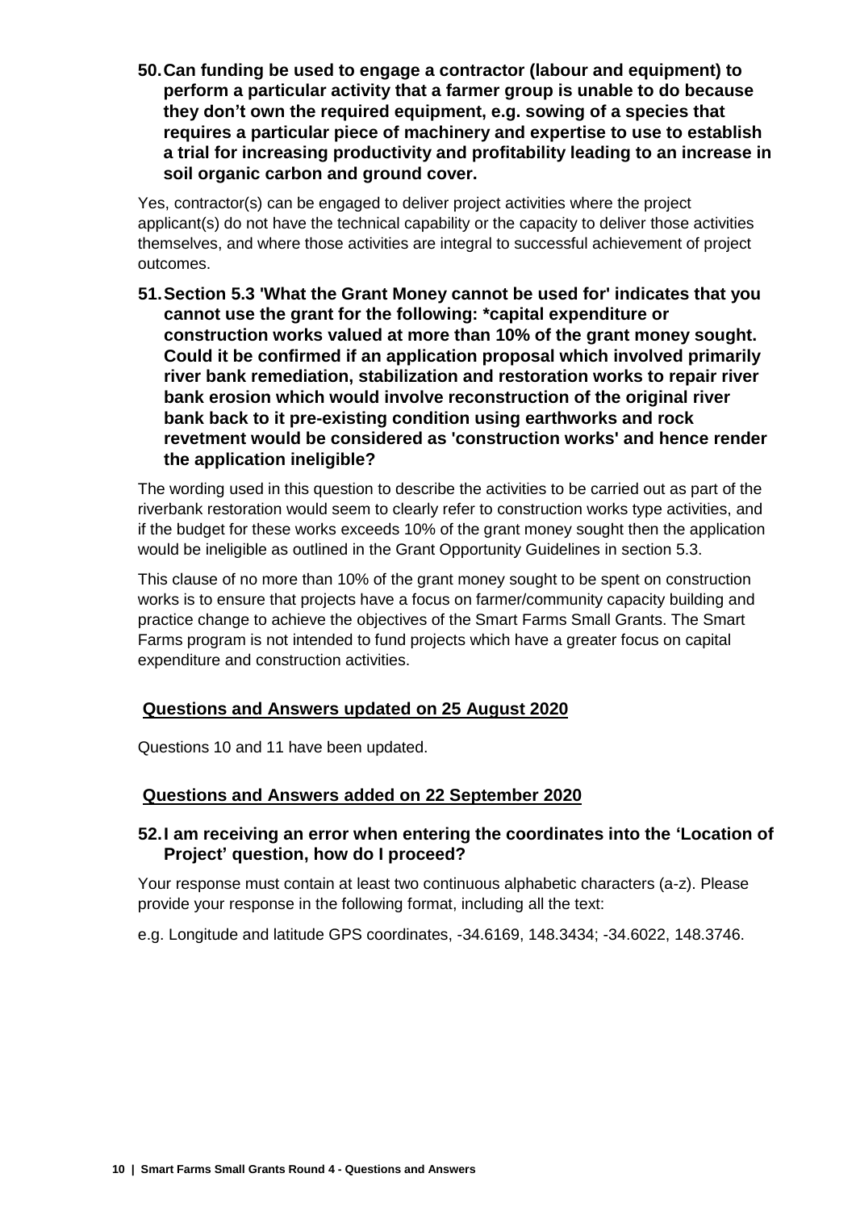**50. Can funding be used to engage a contractor (labour and equipment) to perform a particular activity that a farmer group is unable to do because they don't own the required equipment, e.g. sowing of a species that requires a particular piece of machinery and expertise to use to establish a trial for increasing productivity and profitability leading to an increase in soil organic carbon and ground cover.**

Yes, contractor(s) can be engaged to deliver project activities where the project applicant(s) do not have the technical capability or the capacity to deliver those activities themselves, and where those activities are integral to successful achievement of project outcomes.

**51. Section 5.3 'What the Grant Money cannot be used for' indicates that you cannot use the grant for the following: *capital expenditure or construction works valued at more than 10% of the grant money sought. Could it be confirmed if an application proposal which involved primarily river bank remediation, stabilization and restoration works to repair river bank erosion which would involve reconstruction of the original river bank back to it pre-existing condition using earthworks and rock revetment would be considered as 'construction works' and hence render the application ineligible?**

The wording used in this question to describe the activities to be carried out as part of the riverbank restoration would seem to clearly refer to construction works type activities, and if the budget for these works exceeds 10% of the grant money sought then the application would be ineligible as outlined in the Grant Opportunity Guidelines in section 5.3.

This clause of no more than 10% of the grant money sought to be spent on construction works is to ensure that projects have a focus on farmer/community capacity building and practice change to achieve the objectives of the Smart Farms Small Grants. The Smart Farms program is not intended to fund projects which have a greater focus on capital expenditure and construction activities.

## Questions and Answers updated on 25 August 2020

Questions 10 and 11 have been updated.

## Questions and Answers added on 22 September 2020

**52. I am receiving an error when entering the coordinates into the 'Location of Project' question, how do I proceed?**

Your response must contain at least two continuous alphabetic characters (a-z). Please provide your response in the following format, including all the text:

e.g. Longitude and latitude GPS coordinates, -34.6169, 148.3434; -34.6022, 148.3746.